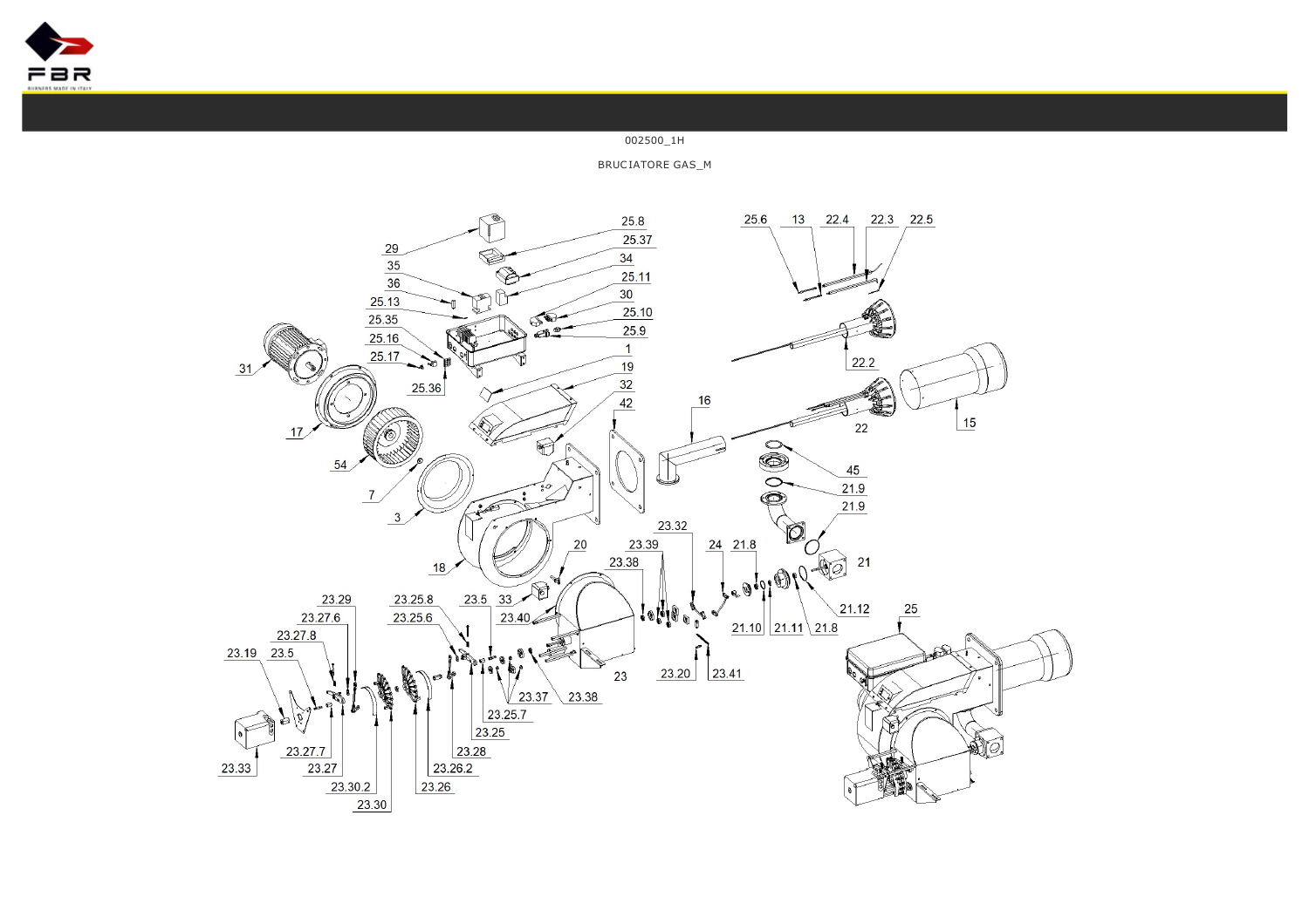002500_1H

BRUCIATORE GAS_M

25.8
25.37
34
25.11
30
25.10
25.9
1
19
32
42
29
35
36
25.13
25.35
25.16
25.17
25.36
31
17
54
7
3
18
25.6
13
22.4
22.3
22.5
22.2
22
15
16
45
21.9
21.9
21
20
23.32
23.39
23.38
24
21.8
21.10
21.11
21.8
21.12
25
23.29
23.27.6
23.27.8
23.19
23.5
23.25.8
23.25.6
23.5
33
23.40
23
23.20
23.41
23.37
23.38
23.25.7
23.25
23.28
23.26.2
23.26
23.27.7
23.27
23.30.2
23.30
23.33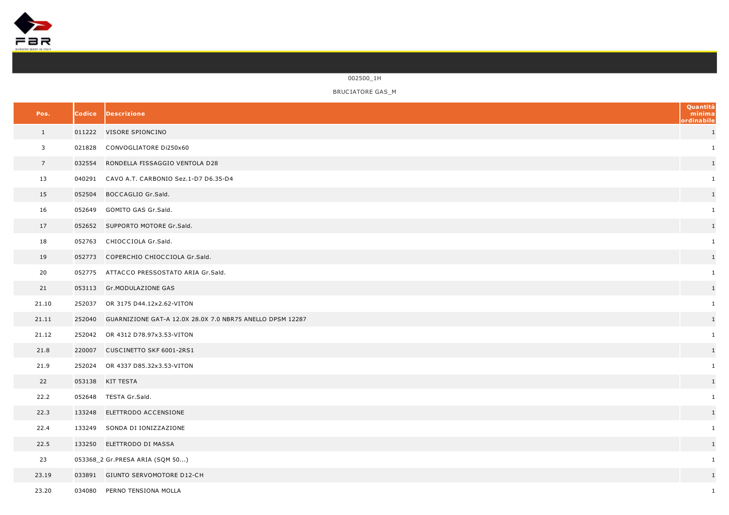002500_1H

BRUCIATORE GAS_M

| Pos. | Codice | Descrizione | Quantità minima ordinabile |
|---|---|---|---|
| 1 | 011222 | VISORE SPIONCINO | 1 |
| 3 | 021828 | CONVOGLIATORE Di250x60 | 1 |
| 7 | 032554 | RONDELLA FISSAGGIO VENTOLA D28 | 1 |
| 13 | 040291 | CAVO A.T. CARBONIO Sez.1-D7 D6.35-D4 | 1 |
| 15 | 052504 | BOCCAGLIO Gr.Sald. | 1 |
| 16 | 052649 | GOMITO GAS Gr.Sald. | 1 |
| 17 | 052652 | SUPPORTO MOTORE Gr.Sald. | 1 |
| 18 | 052763 | CHIOCCIOLA Gr.Sald. | 1 |
| 19 | 052773 | COPERCHIO CHIOCCIOLA Gr.Sald. | 1 |
| 20 | 052775 | ATTACCO PRESSOSTATO ARIA Gr.Sald. | 1 |
| 21 | 053113 | Gr.MODULAZIONE GAS | 1 |
| 21.10 | 252037 | OR 3175 D44.12x2.62-VITON | 1 |
| 21.11 | 252040 | GUARNIZIONE GAT-A 12.0X 28.0X 7.0 NBR75 ANELLO DPSM 12287 | 1 |
| 21.12 | 252042 | OR 4312 D78.97x3.53-VITON | 1 |
| 21.8 | 220007 | CUSCINETTO SKF 6001-2RS1 | 1 |
| 21.9 | 252024 | OR 4337 D85.32x3.53-VITON | 1 |
| 22 | 053138 | KIT TESTA | 1 |
| 22.2 | 052648 | TESTA Gr.Sald. | 1 |
| 22.3 | 133248 | ELETTRODO ACCENSIONE | 1 |
| 22.4 | 133249 | SONDA DI IONIZZAZIONE | 1 |
| 22.5 | 133250 | ELETTRODO DI MASSA | 1 |
| 23 | 053368_2 | Gr.PRESA ARIA (SQM 50...) | 1 |
| 23.19 | 033891 | GIUNTO SERVOMOTORE D12-CH | 1 |
| 23.20 | 034080 | PERNO TENSIONA MOLLA | 1 |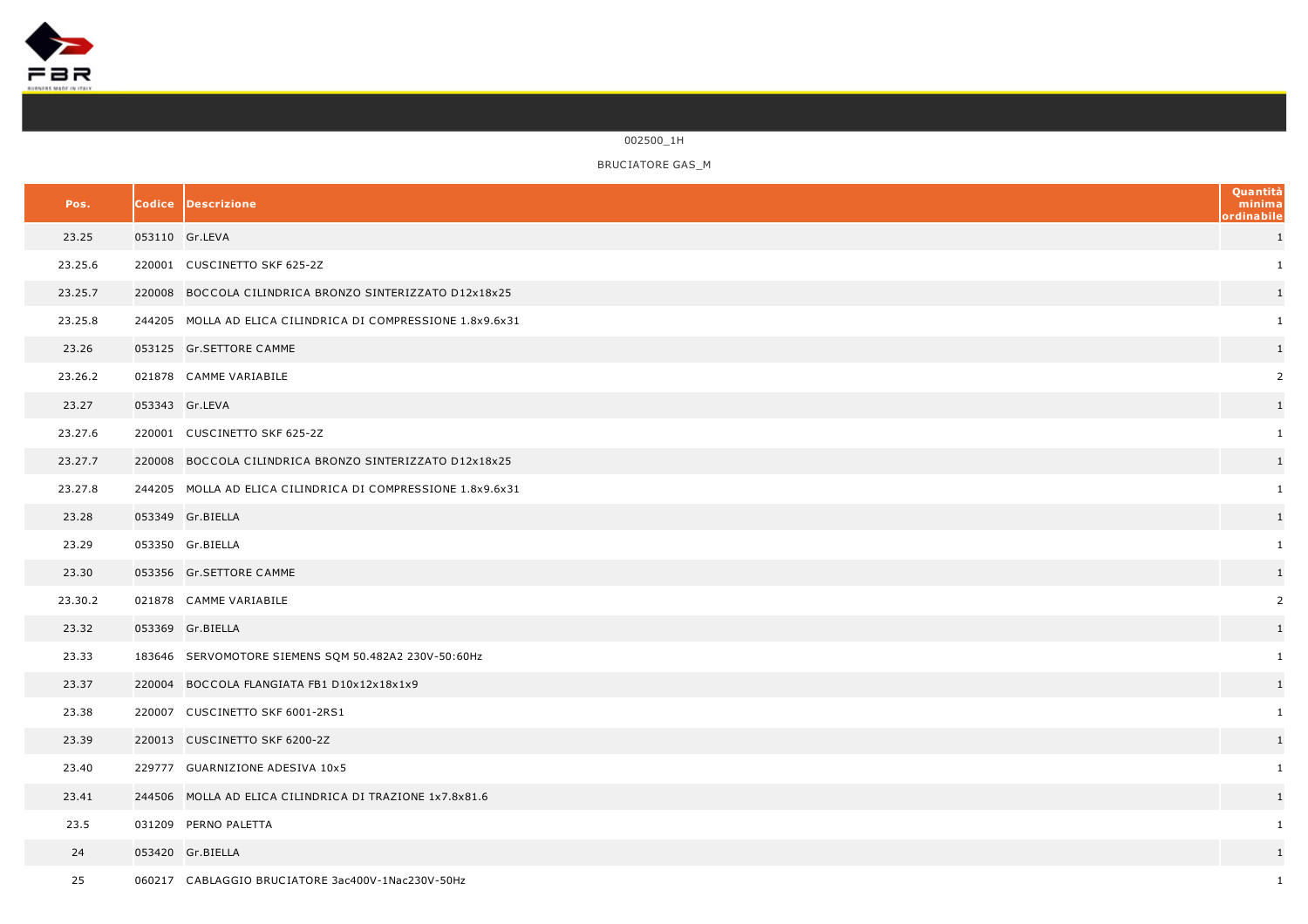002500_1H

BRUCIATORE GAS_M

| Pos. | Codice | Descrizione | Quantità minima ordinabile |
|---|---|---|---|
| 23.25 | 053110 | Gr.LEVA | 1 |
| 23.25.6 | 220001 | CUSCINETTO SKF 625-2Z | 1 |
| 23.25.7 | 220008 | BOCCOLA CILINDRICA BRONZO SINTERIZZATO D12x18x25 | 1 |
| 23.25.8 | 244205 | MOLLA AD ELICA CILINDRICA DI COMPRESSIONE 1.8x9.6x31 | 1 |
| 23.26 | 053125 | Gr.SETTORE CAMME | 1 |
| 23.26.2 | 021878 | CAMME VARIABILE | 2 |
| 23.27 | 053343 | Gr.LEVA | 1 |
| 23.27.6 | 220001 | CUSCINETTO SKF 625-2Z | 1 |
| 23.27.7 | 220008 | BOCCOLA CILINDRICA BRONZO SINTERIZZATO D12x18x25 | 1 |
| 23.27.8 | 244205 | MOLLA AD ELICA CILINDRICA DI COMPRESSIONE 1.8x9.6x31 | 1 |
| 23.28 | 053349 | Gr.BIELLA | 1 |
| 23.29 | 053350 | Gr.BIELLA | 1 |
| 23.30 | 053356 | Gr.SETTORE CAMME | 1 |
| 23.30.2 | 021878 | CAMME VARIABILE | 2 |
| 23.32 | 053369 | Gr.BIELLA | 1 |
| 23.33 | 183646 | SERVOMOTORE SIEMENS SQM 50.482A2 230V-50:60Hz | 1 |
| 23.37 | 220004 | BOCCOLA FLANGIATA FB1 D10x12x18x1x9 | 1 |
| 23.38 | 220007 | CUSCINETTO SKF 6001-2RS1 | 1 |
| 23.39 | 220013 | CUSCINETTO SKF 6200-2Z | 1 |
| 23.40 | 229777 | GUARNIZIONE ADESIVA 10x5 | 1 |
| 23.41 | 244506 | MOLLA AD ELICA CILINDRICA DI TRAZIONE 1x7.8x81.6 | 1 |
| 23.5 | 031209 | PERNO PALETTA | 1 |
| 24 | 053420 | Gr.BIELLA | 1 |
| 25 | 060217 | CABLAGGIO BRUCIATORE 3ac400V-1Nac230V-50Hz | 1 |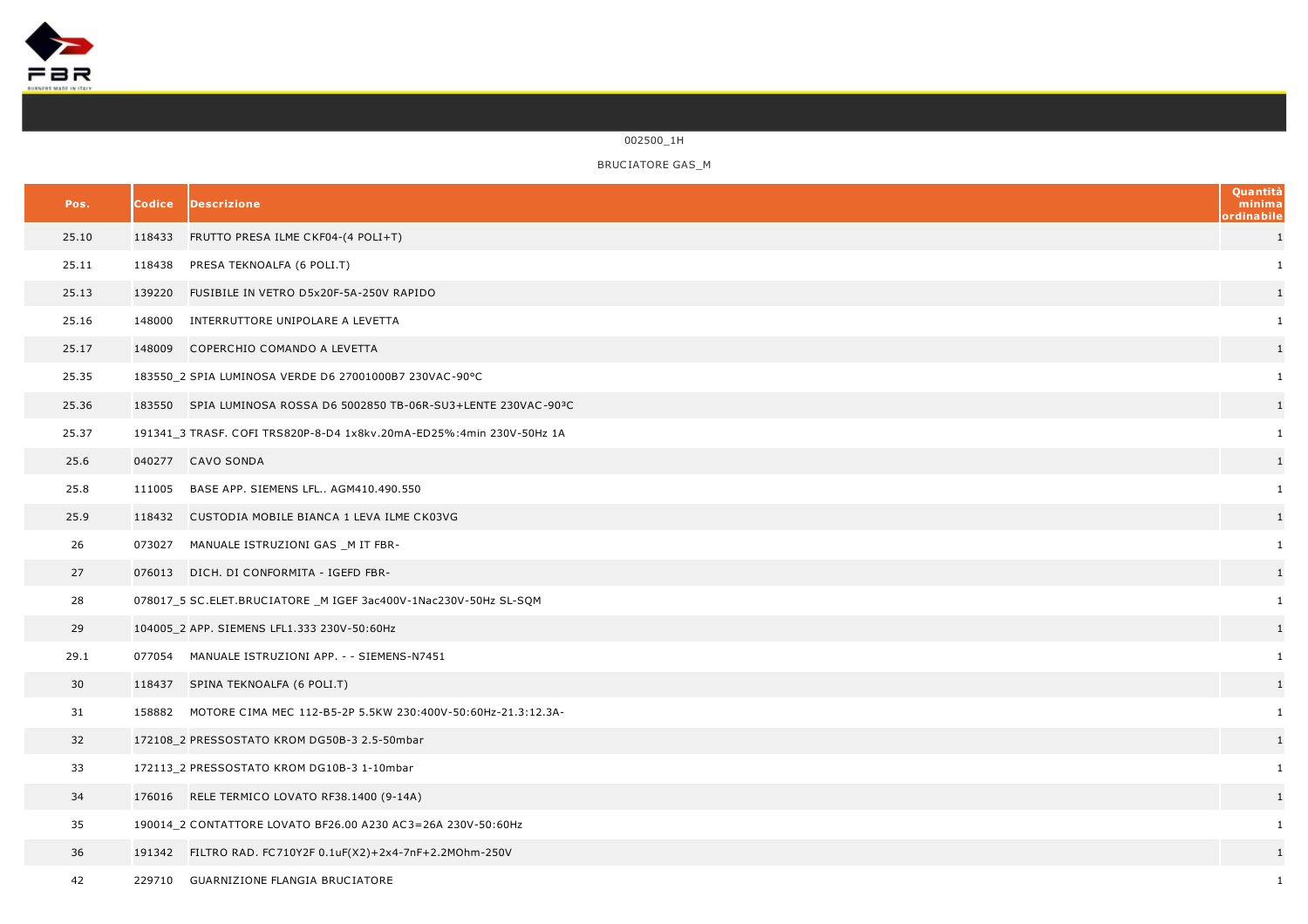002500_1H

BRUCIATORE GAS_M

| Pos. | Codice | Descrizione | Quantità minima ordinabile |
|---|---|---|---|
| 25.10 | 118433 | FRUTTO PRESA ILME CKF04-(4 POLI+T) | 1 |
| 25.11 | 118438 | PRESA TEKNOALFA (6 POLI.T) | 1 |
| 25.13 | 139220 | FUSIBILE IN VETRO D5x20F-5A-250V RAPIDO | 1 |
| 25.16 | 148000 | INTERRUTTORE UNIPOLARE A LEVETTA | 1 |
| 25.17 | 148009 | COPERCHIO COMANDO A LEVETTA | 1 |
| 25.35 | 183550_2 | SPIA LUMINOSA VERDE D6 27001000B7 230VAC-90°C | 1 |
| 25.36 | 183550 | SPIA LUMINOSA ROSSA D6 5002850 TB-06R-SU3+LENTE 230VAC-90ºC | 1 |
| 25.37 | 191341_3 | TRASF. COFI TRS820P-8-D4 1x8kv.20mA-ED25%:4min 230V-50Hz 1A | 1 |
| 25.6 | 040277 | CAVO SONDA | 1 |
| 25.8 | 111005 | BASE APP. SIEMENS LFL.. AGM410.490.550 | 1 |
| 25.9 | 118432 | CUSTODIA MOBILE BIANCA 1 LEVA ILME CK03VG | 1 |
| 26 | 073027 | MANUALE ISTRUZIONI GAS _M IT FBR- | 1 |
| 27 | 076013 | DICH. DI CONFORMITA - IGEFD FBR- | 1 |
| 28 | 078017_5 | SC.ELET.BRUCIATORE _M IGEF 3ac400V-1Nac230V-50Hz SL-SQM | 1 |
| 29 | 104005_2 | APP. SIEMENS LFL1.333 230V-50:60Hz | 1 |
| 29.1 | 077054 | MANUALE ISTRUZIONI APP. - - SIEMENS-N7451 | 1 |
| 30 | 118437 | SPINA TEKNOALFA (6 POLI.T) | 1 |
| 31 | 158882 | MOTORE CIMA MEC 112-B5-2P 5.5KW 230:400V-50:60Hz-21.3:12.3A- | 1 |
| 32 | 172108_2 | PRESSOSTATO KROM DG50B-3 2.5-50mbar | 1 |
| 33 | 172113_2 | PRESSOSTATO KROM DG10B-3 1-10mbar | 1 |
| 34 | 176016 | RELE TERMICO LOVATO RF38.1400 (9-14A) | 1 |
| 35 | 190014_2 | CONTATTORE LOVATO BF26.00 A230 AC3=26A 230V-50:60Hz | 1 |
| 36 | 191342 | FILTRO RAD. FC710Y2F 0.1uF(X2)+2x4-7nF+2.2MOhm-250V | 1 |
| 42 | 229710 | GUARNIZIONE FLANGIA BRUCIATORE | 1 |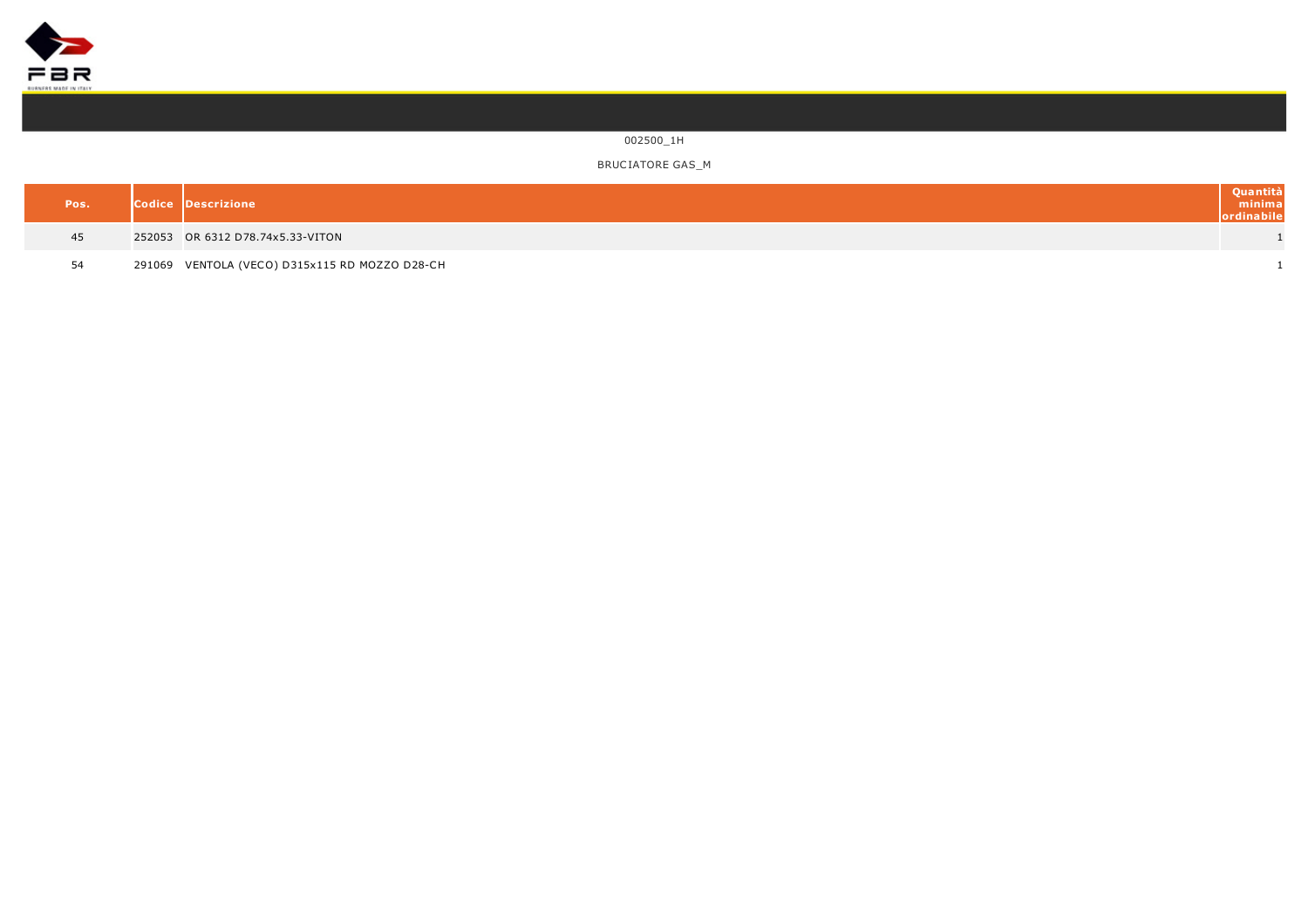002500_1H

BRUCIATORE GAS_M

| Pos. | Codice | Descrizione | Quantità minima ordinabile |
|---|---|---|---|
| 45 | 252053 | OR 6312 D78.74x5.33-VITON | 1 |
| 54 | 291069 | VENTOLA (VECO) D315x115 RD MOZZO D28-CH | 1 |